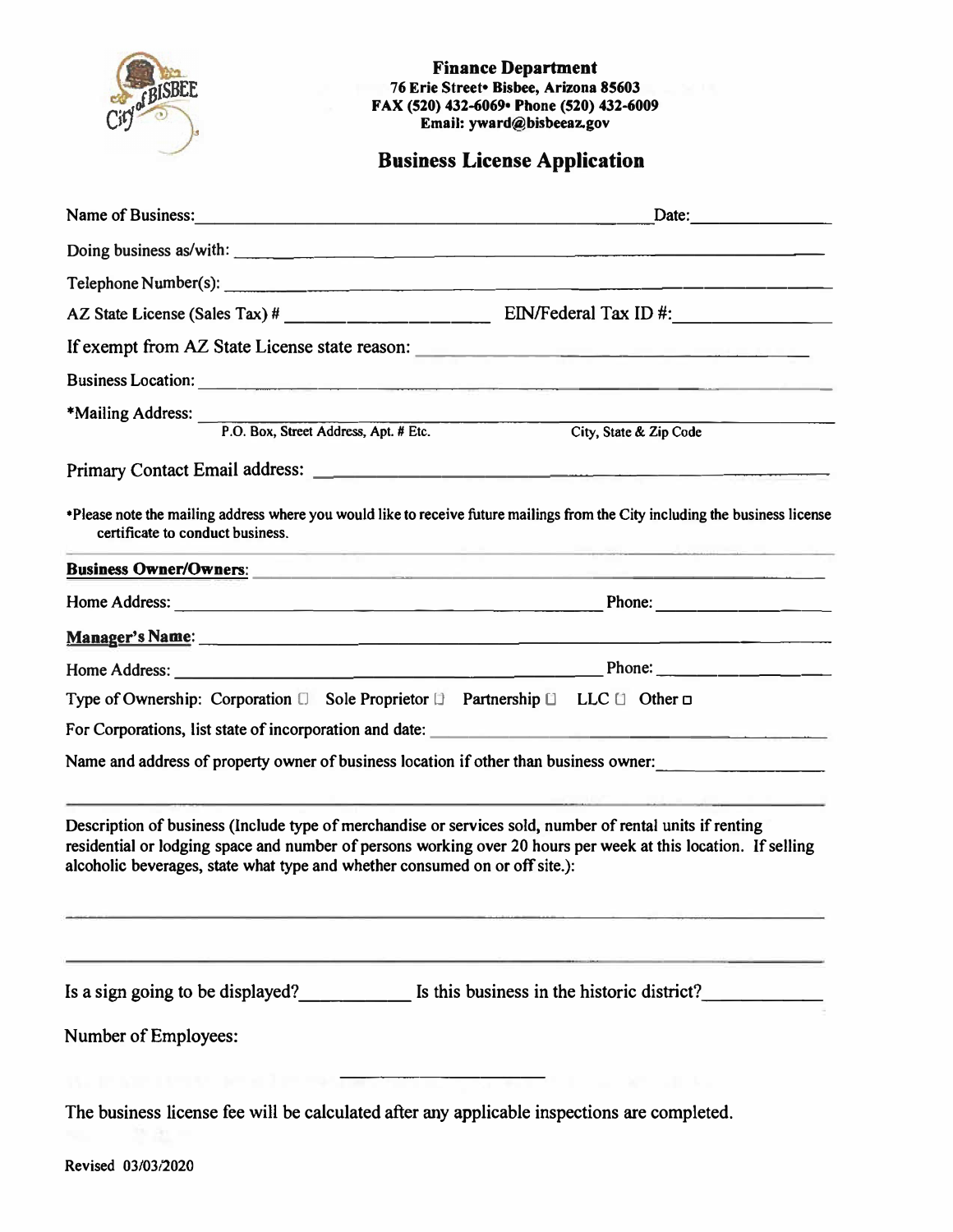**Finance Department**
**76 Erie Street• Bisbee, Arizona 85603**
**FAX (520) 432-6069• Phone (520) 432-6009**
**Email: yward@bisbeeaz.gov**

## Business License Application

Name of Business: ____________________________________________ Date: ______________

Doing business as/with: ____________________________________________________________

Telephone Number(s): ______________________________________________________________

AZ State License (Sales Tax) # ____________________ EIN/Federal Tax ID #: ______________

If exempt from AZ State License state reason: ______________________________________

Business Location: ________________________________________________________________

*Mailing Address: ________________________________________________________________
P.O. Box, Street Address, Apt. # Etc. City, State & Zip Code

Primary Contact Email address: _____________________________________________________

*Please note the mailing address where you would like to receive future mailings from the City including the business license certificate to conduct business.

**Business Owner/Owners**: ________________________________________________________

Home Address: ____________________________________________ Phone: ________________

**Manager's Name**: _______________________________________________________________

Home Address: ____________________________________________ Phone: ________________

Type of Ownership: Corporation ☐ Sole Proprietor ☐ Partnership ☐ LLC ☐ Other ☐

For Corporations, list state of incorporation and date: ___________________________

Name and address of property owner of business location if other than business owner: ______________

________________________________________________________________________________

Description of business (Include type of merchandise or services sold, number of rental units if renting residential or lodging space and number of persons working over 20 hours per week at this location. If selling alcoholic beverages, state what type and whether consumed on or off site.):

________________________________________________________________________________

________________________________________________________________________________

Is a sign going to be displayed? __________ Is this business in the historic district? __________

Number of Employees:

____________________

The business license fee will be calculated after any applicable inspections are completed.

Revised 03/03/2020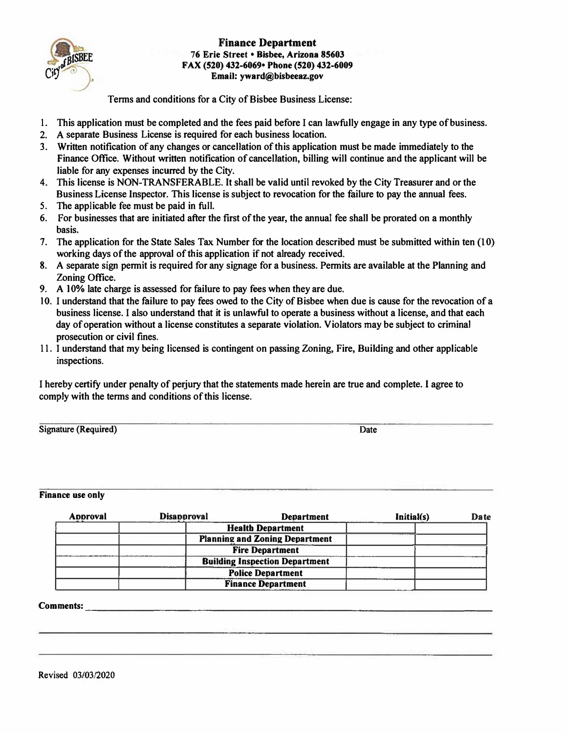## Finance Department

**76 Erie Street • Bisbee, Arizona 85603**
**FAX (520) 432-6069• Phone (520) 432-6009**
**Email: yward@bisbeeaz.gov**

Terms and conditions for a City of Bisbee Business License:

1. This application must be completed and the fees paid before I can lawfully engage in any type of business.
2. A separate Business License is required for each business location.
3. Written notification of any changes or cancellation of this application must be made immediately to the Finance Office. Without written notification of cancellation, billing will continue and the applicant will be liable for any expenses incurred by the City.
4. This license is NON-TRANSFERABLE. It shall be valid until revoked by the City Treasurer and or the Business License Inspector. This license is subject to revocation for the failure to pay the annual fees.
5. The applicable fee must be paid in full.
6. For businesses that are initiated after the first of the year, the annual fee shall be prorated on a monthly basis.
7. The application for the State Sales Tax Number for the location described must be submitted within ten (10) working days of the approval of this application if not already received.
8. A separate sign permit is required for any signage for a business. Permits are available at the Planning and Zoning Office.
9. A 10% late charge is assessed for failure to pay fees when they are due.
10. I understand that the failure to pay fees owed to the City of Bisbee when due is cause for the revocation of a business license. I also understand that it is unlawful to operate a business without a license, and that each day of operation without a license constitutes a separate violation. Violators may be subject to criminal prosecution or civil fines.
11. I understand that my being licensed is contingent on passing Zoning, Fire, Building and other applicable inspections.

I hereby certify under penalty of perjury that the statements made herein are true and complete. I agree to comply with the terms and conditions of this license.

Signature (Required) ______________________________ Date ______________

**Finance use only**

| Approval | Disapproval | Department | Initial(s) | Date |
|---|---|---|---|---|
| | | **Health Department** | | |
| | | **Planning and Zoning Department** | | |
| | | **Fire Department** | | |
| | | **Building Inspection Department** | | |
| | | **Police Department** | | |
| | | **Finance Department** | | |

**Comments:** ______________________________________________

Revised 03/03/2020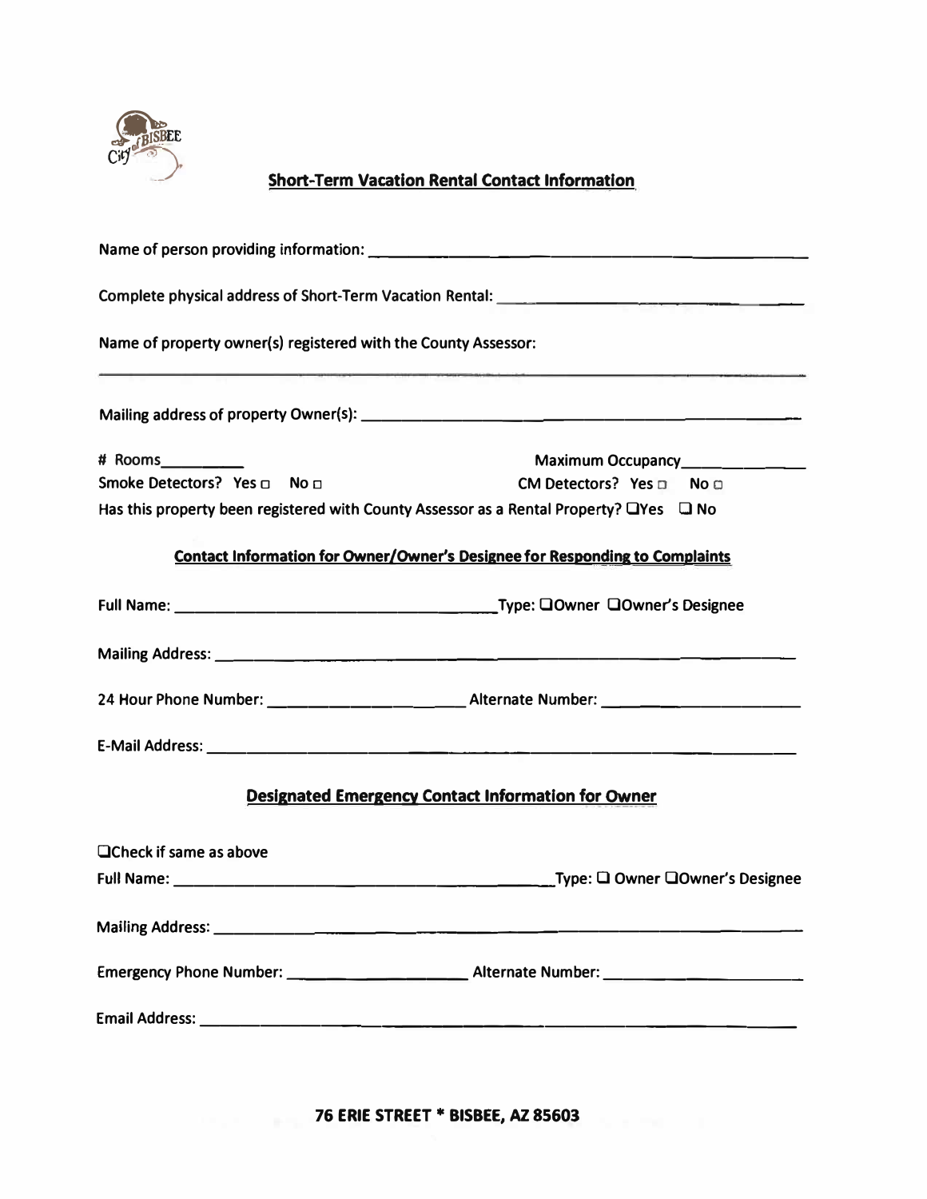## Short-Term Vacation Rental Contact Information

Name of person providing information: ______________________________

Complete physical address of Short-Term Vacation Rental: ______________________________

Name of property owner(s) registered with the County Assessor:

______________________________

Mailing address of property Owner(s): ______________________________

# Rooms__________ Maximum Occupancy______________

Smoke Detectors? Yes ☐ No ☐ CM Detectors? Yes ☐ No ☐

Has this property been registered with County Assessor as a Rental Property? ☐Yes ☐ No

### Contact Information for Owner/Owner's Designee for Responding to Complaints

Full Name: ______________________________ Type: ☐Owner ☐Owner's Designee

Mailing Address: ______________________________

24 Hour Phone Number: ____________________ Alternate Number: ____________________

E-Mail Address: ______________________________

### Designated Emergency Contact Information for Owner

☐Check if same as above

Full Name: ______________________________ Type: ☐ Owner ☐Owner's Designee

Mailing Address: ______________________________

Emergency Phone Number: ____________________ Alternate Number: ____________________

Email Address: ______________________________

**76 ERIE STREET * BISBEE, AZ 85603**